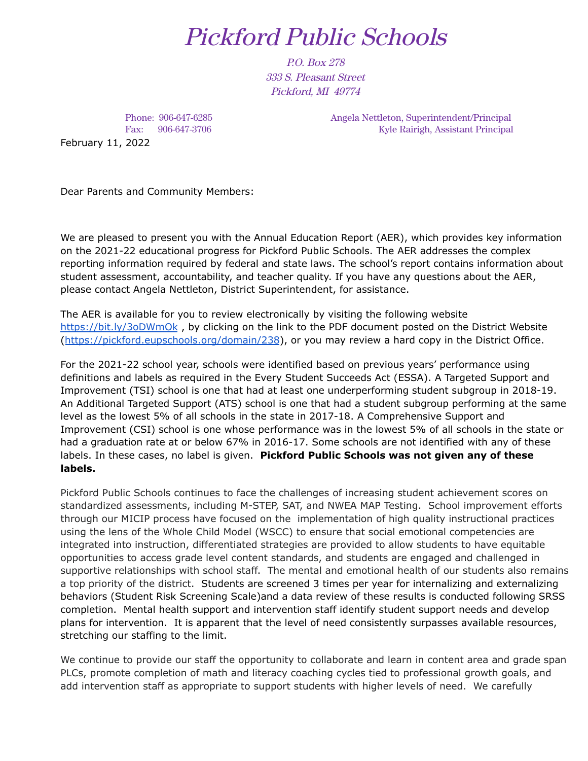# Pickford Public Schools

P.O. Box 278
333 S. Pleasant Street
Pickford, MI 49774

Phone: 906-647-6285
Fax: 906-647-3706

Angela Nettleton, Superintendent/Principal
Kyle Rairigh, Assistant Principal

February 11, 2022

Dear Parents and Community Members:

We are pleased to present you with the Annual Education Report (AER), which provides key information on the 2021-22 educational progress for Pickford Public Schools. The AER addresses the complex reporting information required by federal and state laws. The school's report contains information about student assessment, accountability, and teacher quality. If you have any questions about the AER, please contact Angela Nettleton, District Superintendent, for assistance.

The AER is available for you to review electronically by visiting the following website https://bit.ly/3oDWmOk , by clicking on the link to the PDF document posted on the District Website (https://pickford.eupschools.org/domain/238), or you may review a hard copy in the District Office.

For the 2021-22 school year, schools were identified based on previous years' performance using definitions and labels as required in the Every Student Succeeds Act (ESSA). A Targeted Support and Improvement (TSI) school is one that had at least one underperforming student subgroup in 2018-19. An Additional Targeted Support (ATS) school is one that had a student subgroup performing at the same level as the lowest 5% of all schools in the state in 2017-18. A Comprehensive Support and Improvement (CSI) school is one whose performance was in the lowest 5% of all schools in the state or had a graduation rate at or below 67% in 2016-17. Some schools are not identified with any of these labels. In these cases, no label is given. **Pickford Public Schools was not given any of these labels.**

Pickford Public Schools continues to face the challenges of increasing student achievement scores on standardized assessments, including M-STEP, SAT, and NWEA MAP Testing. School improvement efforts through our MICIP process have focused on the implementation of high quality instructional practices using the lens of the Whole Child Model (WSCC) to ensure that social emotional competencies are integrated into instruction, differentiated strategies are provided to allow students to have equitable opportunities to access grade level content standards, and students are engaged and challenged in supportive relationships with school staff. The mental and emotional health of our students also remains a top priority of the district. Students are screened 3 times per year for internalizing and externalizing behaviors (Student Risk Screening Scale)and a data review of these results is conducted following SRSS completion. Mental health support and intervention staff identify student support needs and develop plans for intervention. It is apparent that the level of need consistently surpasses available resources, stretching our staffing to the limit.

We continue to provide our staff the opportunity to collaborate and learn in content area and grade span PLCs, promote completion of math and literacy coaching cycles tied to professional growth goals, and add intervention staff as appropriate to support students with higher levels of need. We carefully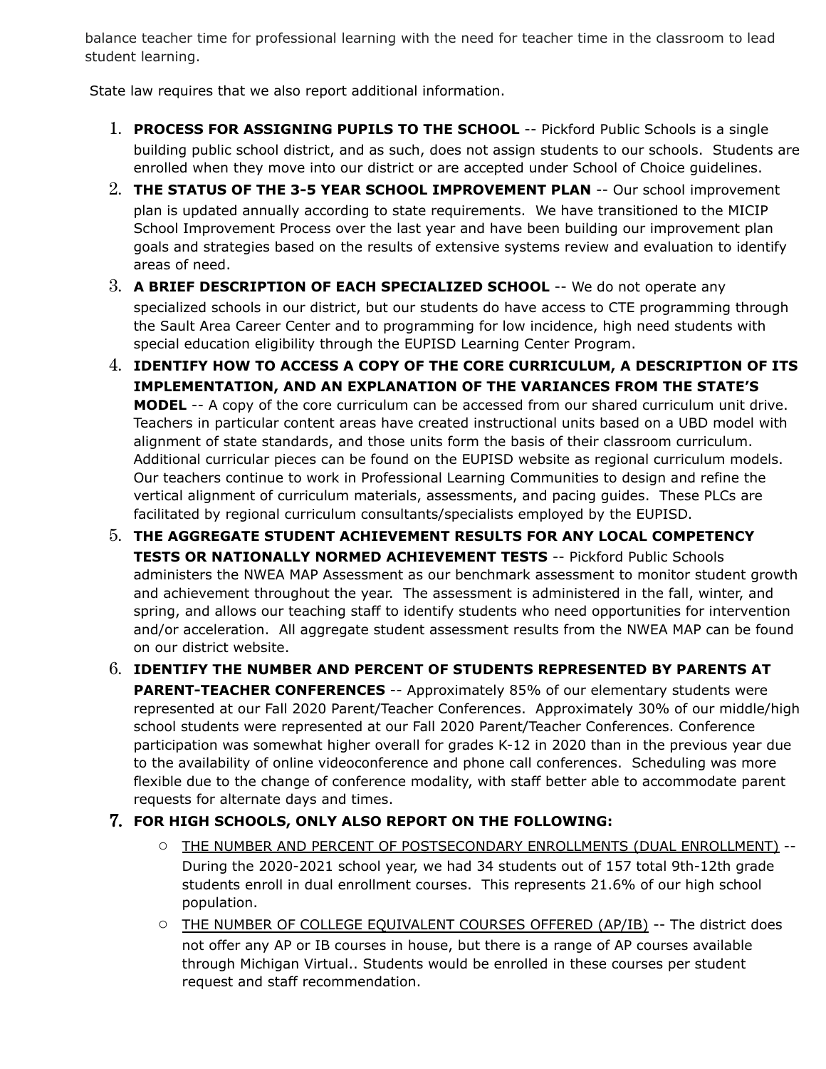balance teacher time for professional learning with the need for teacher time in the classroom to lead student learning.

State law requires that we also report additional information.

1. **PROCESS FOR ASSIGNING PUPILS TO THE SCHOOL** -- Pickford Public Schools is a single building public school district, and as such, does not assign students to our schools. Students are enrolled when they move into our district or are accepted under School of Choice guidelines.
2. **THE STATUS OF THE 3-5 YEAR SCHOOL IMPROVEMENT PLAN** -- Our school improvement plan is updated annually according to state requirements. We have transitioned to the MICIP School Improvement Process over the last year and have been building our improvement plan goals and strategies based on the results of extensive systems review and evaluation to identify areas of need.
3. **A BRIEF DESCRIPTION OF EACH SPECIALIZED SCHOOL** -- We do not operate any specialized schools in our district, but our students do have access to CTE programming through the Sault Area Career Center and to programming for low incidence, high need students with special education eligibility through the EUPISD Learning Center Program.
4. **IDENTIFY HOW TO ACCESS A COPY OF THE CORE CURRICULUM, A DESCRIPTION OF ITS IMPLEMENTATION, AND AN EXPLANATION OF THE VARIANCES FROM THE STATE'S MODEL** -- A copy of the core curriculum can be accessed from our shared curriculum unit drive. Teachers in particular content areas have created instructional units based on a UBD model with alignment of state standards, and those units form the basis of their classroom curriculum. Additional curricular pieces can be found on the EUPISD website as regional curriculum models. Our teachers continue to work in Professional Learning Communities to design and refine the vertical alignment of curriculum materials, assessments, and pacing guides. These PLCs are facilitated by regional curriculum consultants/specialists employed by the EUPISD.
5. **THE AGGREGATE STUDENT ACHIEVEMENT RESULTS FOR ANY LOCAL COMPETENCY TESTS OR NATIONALLY NORMED ACHIEVEMENT TESTS** -- Pickford Public Schools administers the NWEA MAP Assessment as our benchmark assessment to monitor student growth and achievement throughout the year. The assessment is administered in the fall, winter, and spring, and allows our teaching staff to identify students who need opportunities for intervention and/or acceleration. All aggregate student assessment results from the NWEA MAP can be found on our district website.
6. **IDENTIFY THE NUMBER AND PERCENT OF STUDENTS REPRESENTED BY PARENTS AT PARENT-TEACHER CONFERENCES** -- Approximately 85% of our elementary students were represented at our Fall 2020 Parent/Teacher Conferences. Approximately 30% of our middle/high school students were represented at our Fall 2020 Parent/Teacher Conferences. Conference participation was somewhat higher overall for grades K-12 in 2020 than in the previous year due to the availability of online videoconference and phone call conferences. Scheduling was more flexible due to the change of conference modality, with staff better able to accommodate parent requests for alternate days and times.
7. **FOR HIGH SCHOOLS, ONLY ALSO REPORT ON THE FOLLOWING:**
    - <u>THE NUMBER AND PERCENT OF POSTSECONDARY ENROLLMENTS (DUAL ENROLLMENT)</u> -- During the 2020-2021 school year, we had 34 students out of 157 total 9th-12th grade students enroll in dual enrollment courses. This represents 21.6% of our high school population.
    - <u>THE NUMBER OF COLLEGE EQUIVALENT COURSES OFFERED (AP/IB)</u> -- The district does not offer any AP or IB courses in house, but there is a range of AP courses available through Michigan Virtual.. Students would be enrolled in these courses per student request and staff recommendation.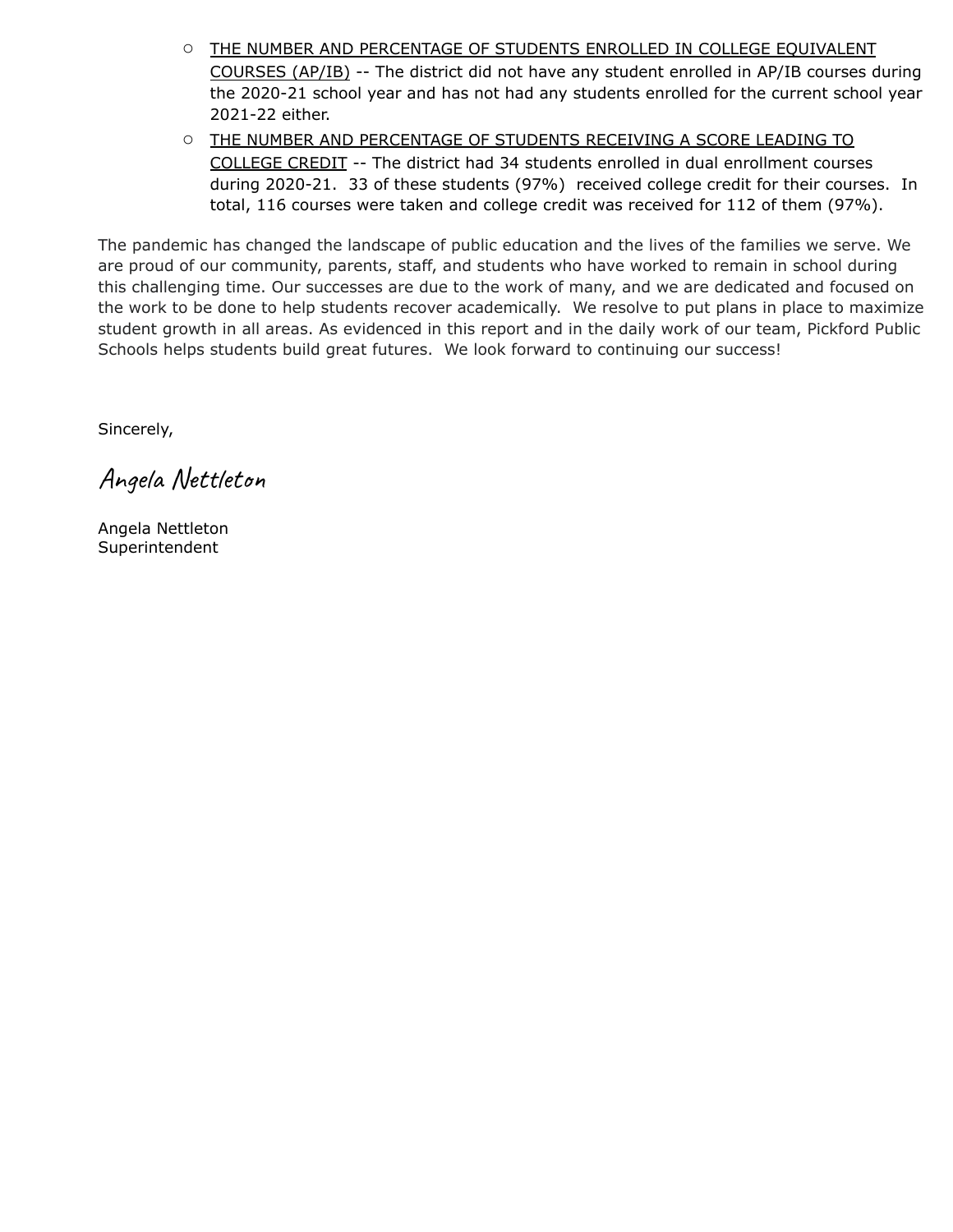- <u>THE NUMBER AND PERCENTAGE OF STUDENTS ENROLLED IN COLLEGE EQUIVALENT COURSES (AP/IB)</u> -- The district did not have any student enrolled in AP/IB courses during the 2020-21 school year and has not had any students enrolled for the current school year 2021-22 either.
- <u>THE NUMBER AND PERCENTAGE OF STUDENTS RECEIVING A SCORE LEADING TO COLLEGE CREDIT</u> -- The district had 34 students enrolled in dual enrollment courses during 2020-21. 33 of these students (97%) received college credit for their courses. In total, 116 courses were taken and college credit was received for 112 of them (97%).

The pandemic has changed the landscape of public education and the lives of the families we serve. We are proud of our community, parents, staff, and students who have worked to remain in school during this challenging time. Our successes are due to the work of many, and we are dedicated and focused on the work to be done to help students recover academically. We resolve to put plans in place to maximize student growth in all areas. As evidenced in this report and in the daily work of our team, Pickford Public Schools helps students build great futures. We look forward to continuing our success!

Sincerely,

*Angela Nettleton*

Angela Nettleton
Superintendent